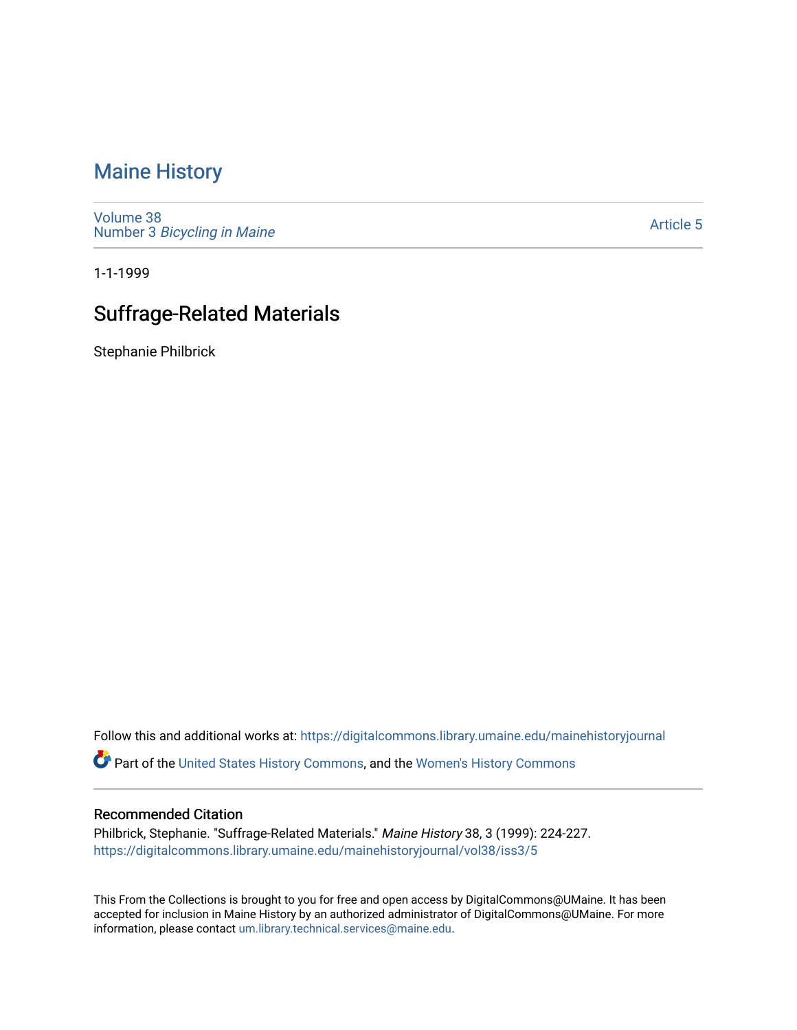# Maine History

Volume 38
Number 3 *Bicycling in Maine*

Article 5

1-1-1999

## Suffrage-Related Materials

Stephanie Philbrick

Follow this and additional works at: https://digitalcommons.library.umaine.edu/mainehistoryjournal

Part of the United States History Commons, and the Women's History Commons

### Recommended Citation

Philbrick, Stephanie. "Suffrage-Related Materials." *Maine History* 38, 3 (1999): 224-227.
https://digitalcommons.library.umaine.edu/mainehistoryjournal/vol38/iss3/5

This From the Collections is brought to you for free and open access by DigitalCommons@UMaine. It has been accepted for inclusion in Maine History by an authorized administrator of DigitalCommons@UMaine. For more information, please contact um.library.technical.services@maine.edu.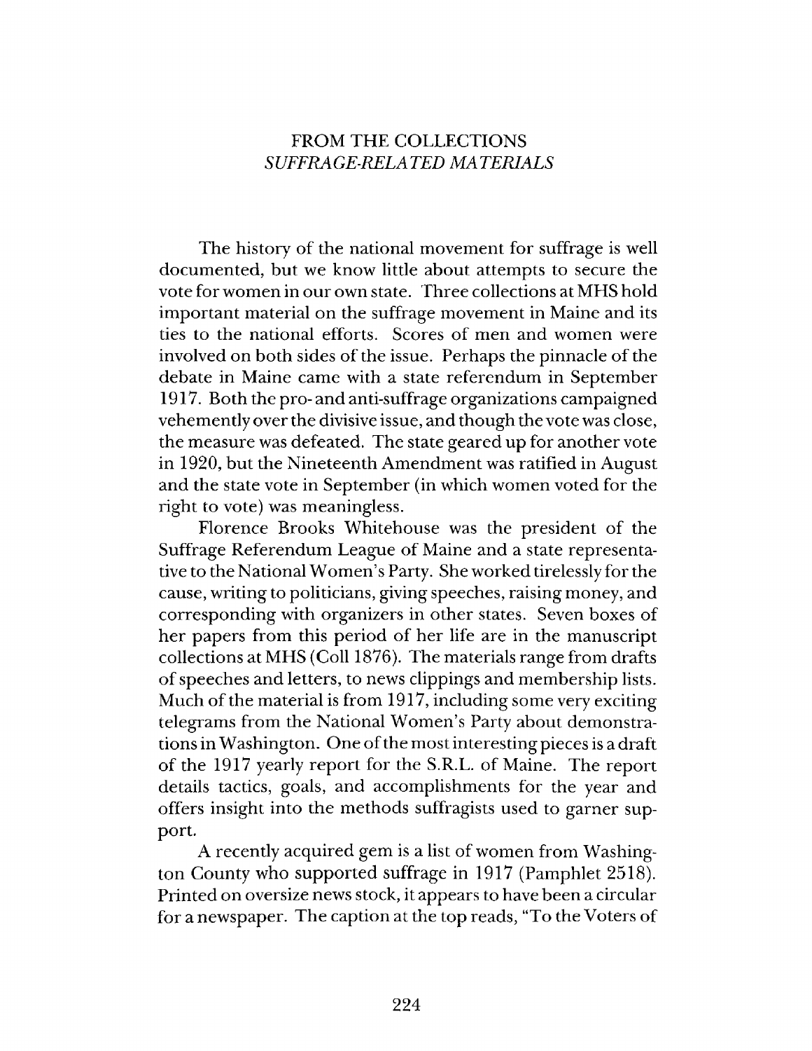# FROM THE COLLECTIONS
## *SUFFRAGE-RELATED MATERIALS*

The history of the national movement for suffrage is well documented, but we know little about attempts to secure the vote for women in our own state. Three collections at MHS hold important material on the suffrage movement in Maine and its ties to the national efforts. Scores of men and women were involved on both sides of the issue. Perhaps the pinnacle of the debate in Maine came with a state referendum in September 1917. Both the pro- and anti-suffrage organizations campaigned vehemently over the divisive issue, and though the vote was close, the measure was defeated. The state geared up for another vote in 1920, but the Nineteenth Amendment was ratified in August and the state vote in September (in which women voted for the right to vote) was meaningless.

Florence Brooks Whitehouse was the president of the Suffrage Referendum League of Maine and a state representative to the National Women's Party. She worked tirelessly for the cause, writing to politicians, giving speeches, raising money, and corresponding with organizers in other states. Seven boxes of her papers from this period of her life are in the manuscript collections at MHS (Coll 1876). The materials range from drafts of speeches and letters, to news clippings and membership lists. Much of the material is from 1917, including some very exciting telegrams from the National Women's Party about demonstrations in Washington. One of the most interesting pieces is a draft of the 1917 yearly report for the S.R.L. of Maine. The report details tactics, goals, and accomplishments for the year and offers insight into the methods suffragists used to garner support.

A recently acquired gem is a list of women from Washington County who supported suffrage in 1917 (Pamphlet 2518). Printed on oversize news stock, it appears to have been a circular for a newspaper. The caption at the top reads, "To the Voters of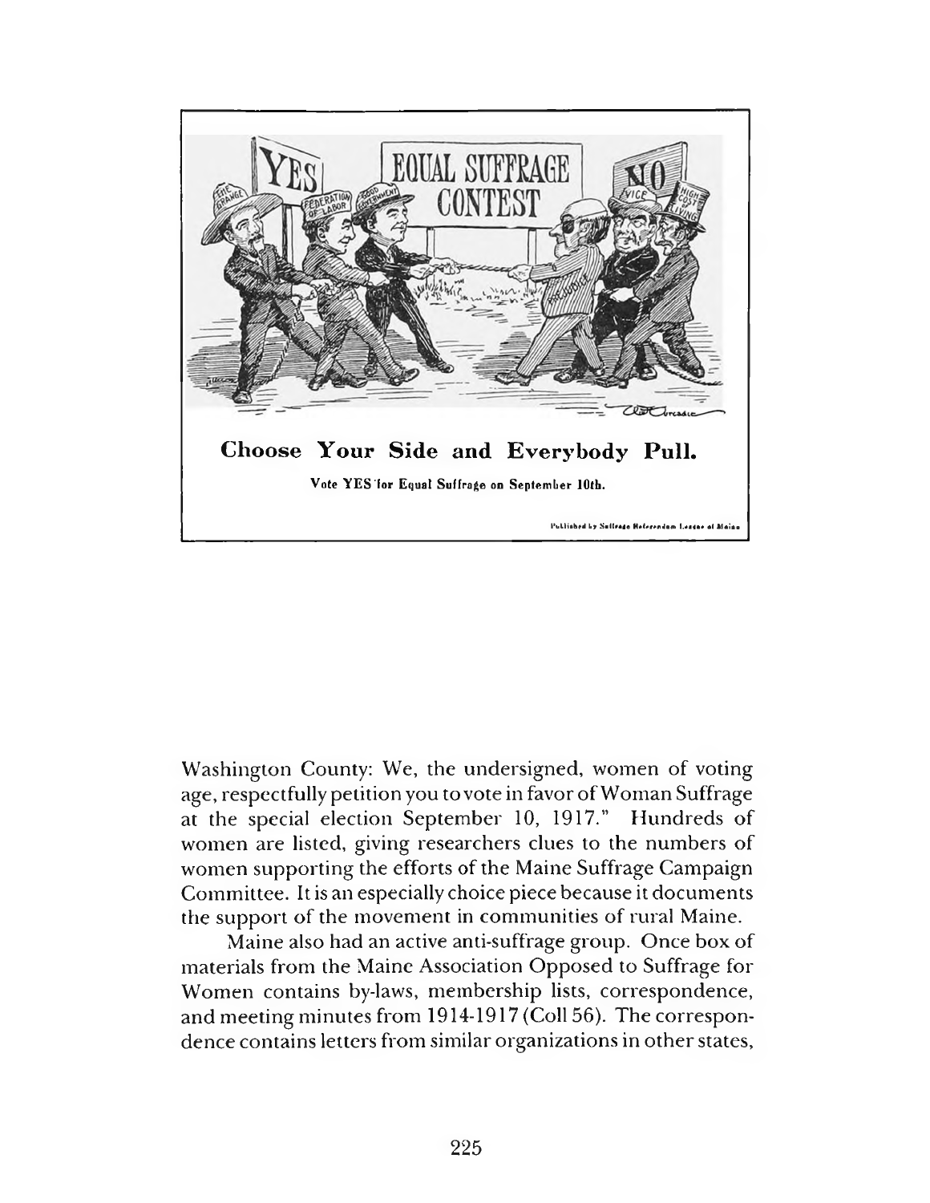**Choose Your Side and Everybody Pull.**

Vote YES for Equal Suffrage on September 10th.

Published by Suffrage Referendum League of Maine

Washington County: We, the undersigned, women of voting age, respectfully petition you to vote in favor of Woman Suffrage at the special election September 10, 1917." Hundreds of women are listed, giving researchers clues to the numbers of women supporting the efforts of the Maine Suffrage Campaign Committee. It is an especially choice piece because it documents the support of the movement in communities of rural Maine.

Maine also had an active anti-suffrage group. Once box of materials from the Maine Association Opposed to Suffrage for Women contains by-laws, membership lists, correspondence, and meeting minutes from 1914-1917 (Coll 56). The correspondence contains letters from similar organizations in other states,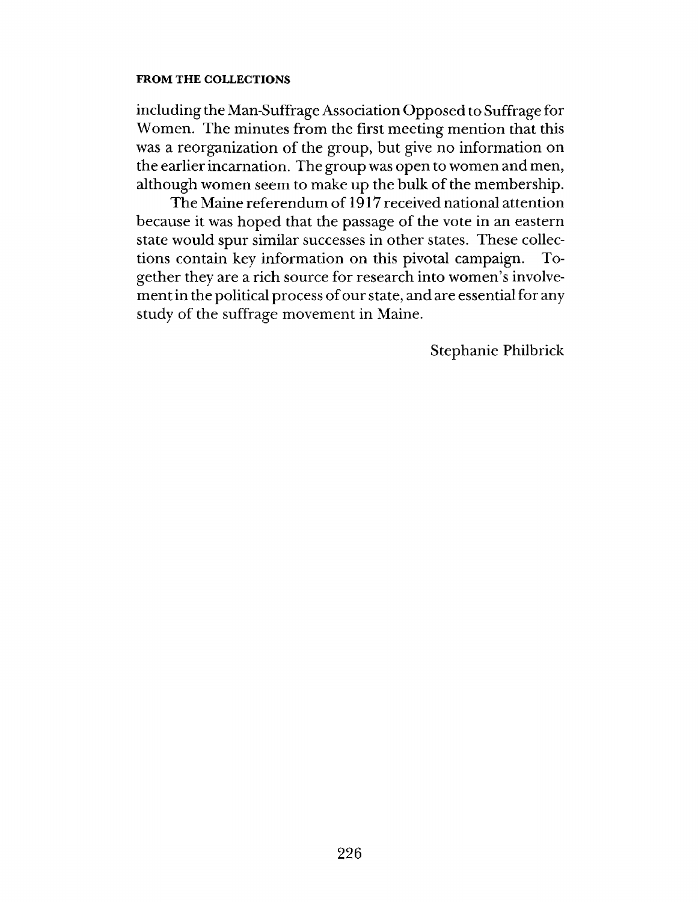including the Man-Suffrage Association Opposed to Suffrage for Women. The minutes from the first meeting mention that this was a reorganization of the group, but give no information on the earlier incarnation. The group was open to women and men, although women seem to make up the bulk of the membership.

The Maine referendum of 1917 received national attention because it was hoped that the passage of the vote in an eastern state would spur similar successes in other states. These collections contain key information on this pivotal campaign. Together they are a rich source for research into women's involvement in the political process of our state, and are essential for any study of the suffrage movement in Maine.

Stephanie Philbrick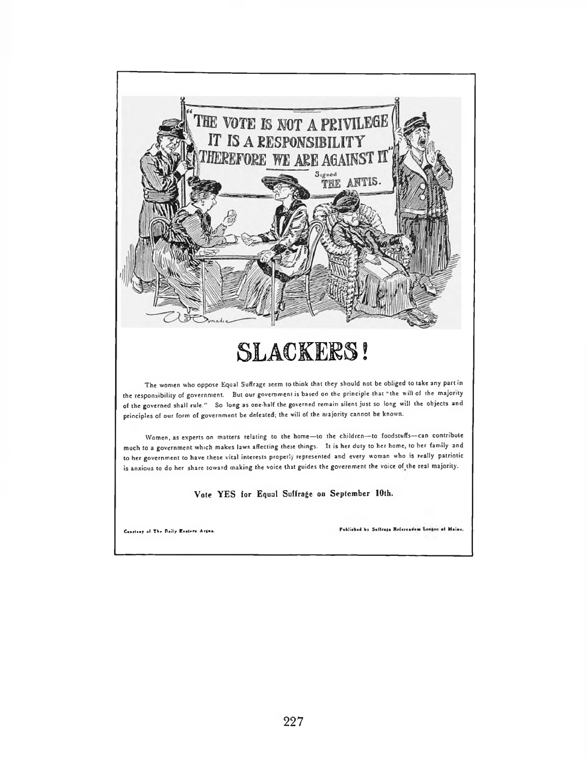"THE VOTE IS NOT A PRIVILEGE IT IS A RESPONSIBILITY THEREFORE WE ARE AGAINST IT" Signed THE ANTIS.

# SLACKERS!

The women who oppose Equal Suffrage seem to think that they should not be obliged to take any part in the responsibility of government. But our government is based on the principle that "the will of the majority of the governed shall rule." So long as one-half the governed remain silent just so long will the objects and principles of our form of government be defeated; the will of the majority cannot be known.

Women, as experts on matters relating to the home—to the children—to foodstuffs—can contribute much to a government which makes laws affecting these things. It is her duty to her home, to her family and to her government to have these vital interests properly represented and every woman who is really patriotic is anxious to do her share toward making the voice that guides the government the voice of the real majority.

**Vote YES for Equal Suffrage on September 10th.**

Courtesy of The Daily Eastern Argus.

Published by Suffrage Referendum League of Maine.